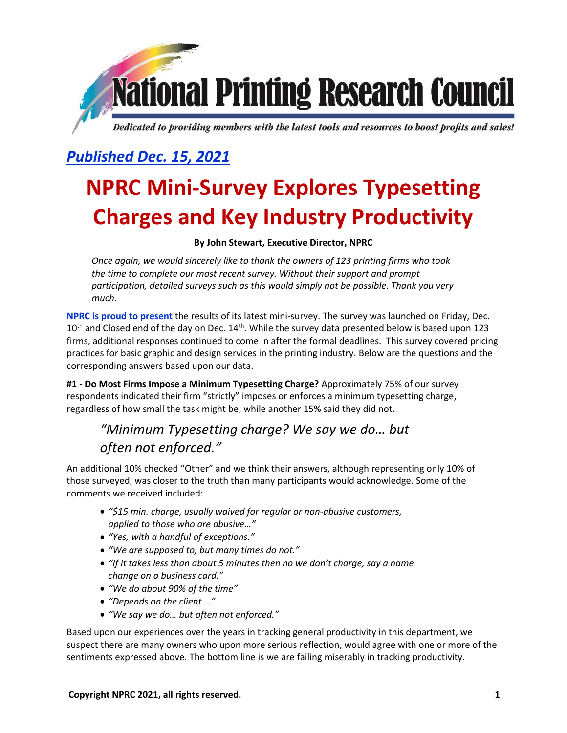# National Printing Research Council

*Dedicated to providing members with the latest tools and resources to boost profits and sales!*

***Published Dec. 15, 2021***

# NPRC Mini-Survey Explores Typesetting Charges and Key Industry Productivity

**By John Stewart, Executive Director, NPRC**

*Once again, we would sincerely like to thank the owners of 123 printing firms who took the time to complete our most recent survey. Without their support and prompt participation, detailed surveys such as this would simply not be possible. Thank you very much.*

**NPRC is proud to present** the results of its latest mini-survey. The survey was launched on Friday, Dec. 10th and Closed end of the day on Dec. 14th. While the survey data presented below is based upon 123 firms, additional responses continued to come in after the formal deadlines. This survey covered pricing practices for basic graphic and design services in the printing industry. Below are the questions and the corresponding answers based upon our data.

**#1 - Do Most Firms Impose a Minimum Typesetting Charge?** Approximately 75% of our survey respondents indicated their firm "strictly" imposes or enforces a minimum typesetting charge, regardless of how small the task might be, while another 15% said they did not.

> *"Minimum Typesetting charge? We say we do… but often not enforced."*

An additional 10% checked "Other" and we think their answers, although representing only 10% of those surveyed, was closer to the truth than many participants would acknowledge. Some of the comments we received included:

- *"$15 min. charge, usually waived for regular or non-abusive customers, applied to those who are abusive…"*
- *"Yes, with a handful of exceptions."*
- *"We are supposed to, but many times do not."*
- *"If it takes less than about 5 minutes then no we don't charge, say a name change on a business card."*
- *"We do about 90% of the time"*
- *"Depends on the client …"*
- *"We say we do… but often not enforced."*

Based upon our experiences over the years in tracking general productivity in this department, we suspect there are many owners who upon more serious reflection, would agree with one or more of the sentiments expressed above. The bottom line is we are failing miserably in tracking productivity.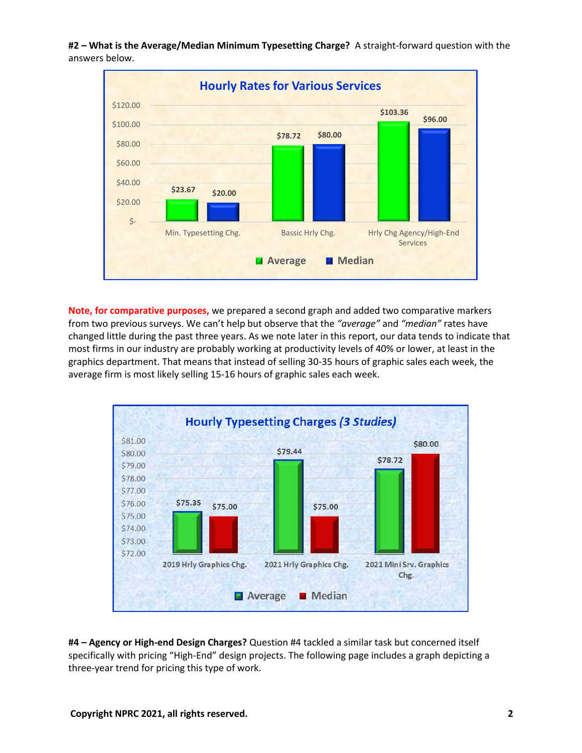**#2 – What is the Average/Median Minimum Typesetting Charge?** A straight-forward question with the answers below.

**Hourly Rates for Various Services**

| | Average | Median |
|---|---|---|
| Min. Typesetting Chg. | $23.67 | $20.00 |
| Bassic Hrly Chg. | $78.72 | $80.00 |
| Hrly Chg Agency/High-End Services | $103.36 | $96.00 |

**Note, for comparative purposes,** we prepared a second graph and added two comparative markers from two previous surveys. We can't help but observe that the *"average"* and *"median"* rates have changed little during the past three years. As we note later in this report, our data tends to indicate that most firms in our industry are probably working at productivity levels of 40% or lower, at least in the graphics department. That means that instead of selling 30-35 hours of graphic sales each week, the average firm is most likely selling 15-16 hours of graphic sales each week.

**Hourly Typesetting Charges *(3 Studies)***

| | Average | Median |
|---|---|---|
| 2019 Hrly Graphics Chg. | $75.35 | $75.00 |
| 2021 Hrly Graphics Chg. | $79.44 | $75.00 |
| 2021 Mini Srv. Graphics Chg. | $78.72 | $80.00 |

**#4 – Agency or High-end Design Charges?** Question #4 tackled a similar task but concerned itself specifically with pricing "High-End" design projects. The following page includes a graph depicting a three-year trend for pricing this type of work.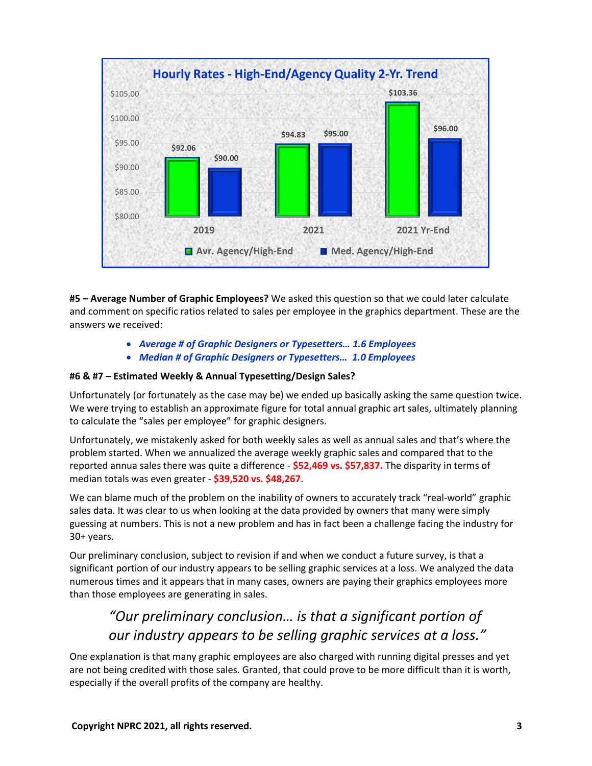**Hourly Rates - High-End/Agency Quality 2-Yr. Trend**

| | Avr. Agency/High-End | Med. Agency/High-End |
|---|---|---|
| 2019 | $92.06 | $90.00 |
| 2021 | $94.83 | $95.00 |
| 2021 Yr-End | $103.36 | $96.00 |

**#5 – Average Number of Graphic Employees?** We asked this question so that we could later calculate and comment on specific ratios related to sales per employee in the graphics department. These are the answers we received:

- ***Average # of Graphic Designers or Typesetters… 1.6 Employees***
- ***Median # of Graphic Designers or Typesetters… 1.0 Employees***

**#6 & #7 – Estimated Weekly & Annual Typesetting/Design Sales?**

Unfortunately (or fortunately as the case may be) we ended up basically asking the same question twice. We were trying to establish an approximate figure for total annual graphic art sales, ultimately planning to calculate the "sales per employee" for graphic designers.

Unfortunately, we mistakenly asked for both weekly sales as well as annual sales and that's where the problem started. When we annualized the average weekly graphic sales and compared that to the reported annua sales there was quite a difference - **$52,469 vs. $57,837.** The disparity in terms of median totals was even greater - **$39,520 vs. $48,267**.

We can blame much of the problem on the inability of owners to accurately track "real-world" graphic sales data. It was clear to us when looking at the data provided by owners that many were simply guessing at numbers. This is not a new problem and has in fact been a challenge facing the industry for 30+ years.

Our preliminary conclusion, subject to revision if and when we conduct a future survey, is that a significant portion of our industry appears to be selling graphic services at a loss. We analyzed the data numerous times and it appears that in many cases, owners are paying their graphics employees more than those employees are generating in sales.

> *"Our preliminary conclusion… is that a significant portion of our industry appears to be selling graphic services at a loss."*

One explanation is that many graphic employees are also charged with running digital presses and yet are not being credited with those sales. Granted, that could prove to be more difficult than it is worth, especially if the overall profits of the company are healthy.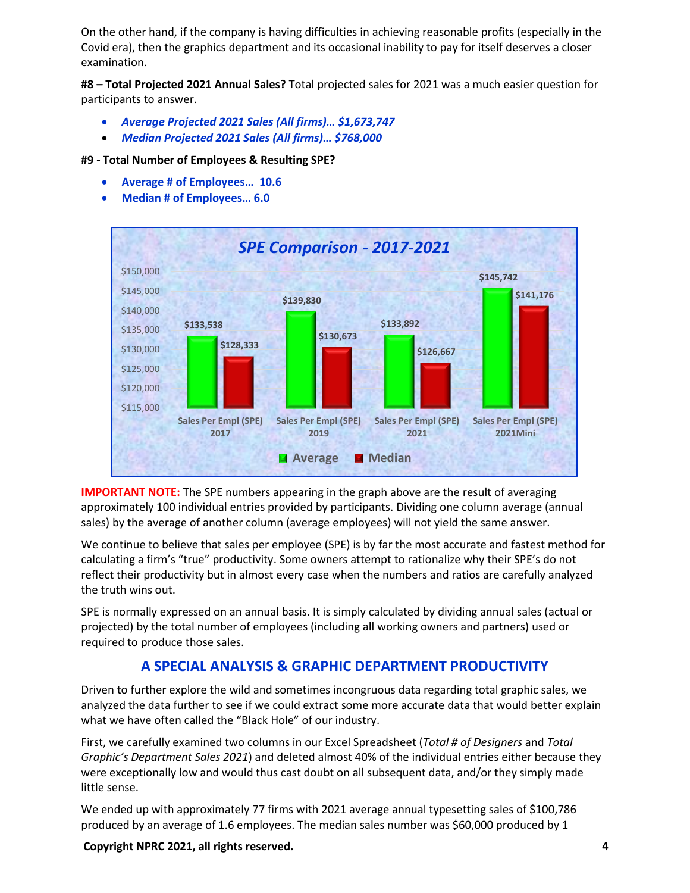On the other hand, if the company is having difficulties in achieving reasonable profits (especially in the Covid era), then the graphics department and its occasional inability to pay for itself deserves a closer examination.

**#8 – Total Projected 2021 Annual Sales?** Total projected sales for 2021 was a much easier question for participants to answer.

- ***Average Projected 2021 Sales (All firms)… $1,673,747***
- ***Median Projected 2021 Sales (All firms)… $768,000***

**#9 - Total Number of Employees & Resulting SPE?**

- **Average # of Employees… 10.6**
- **Median # of Employees… 6.0**

***SPE Comparison - 2017-2021***

| | Average | Median |
|---|---|---|
| Sales Per Empl (SPE) 2017 | $133,538 | $128,333 |
| Sales Per Empl (SPE) 2019 | $139,830 | $130,673 |
| Sales Per Empl (SPE) 2021 | $133,892 | $126,667 |
| Sales Per Empl (SPE) 2021Mini | $145,742 | $141,176 |

**IMPORTANT NOTE:** The SPE numbers appearing in the graph above are the result of averaging approximately 100 individual entries provided by participants. Dividing one column average (annual sales) by the average of another column (average employees) will not yield the same answer.

We continue to believe that sales per employee (SPE) is by far the most accurate and fastest method for calculating a firm's "true" productivity. Some owners attempt to rationalize why their SPE's do not reflect their productivity but in almost every case when the numbers and ratios are carefully analyzed the truth wins out.

SPE is normally expressed on an annual basis. It is simply calculated by dividing annual sales (actual or projected) by the total number of employees (including all working owners and partners) used or required to produce those sales.

## A SPECIAL ANALYSIS & GRAPHIC DEPARTMENT PRODUCTIVITY

Driven to further explore the wild and sometimes incongruous data regarding total graphic sales, we analyzed the data further to see if we could extract some more accurate data that would better explain what we have often called the "Black Hole" of our industry.

First, we carefully examined two columns in our Excel Spreadsheet (*Total # of Designers* and *Total Graphic's Department Sales 2021*) and deleted almost 40% of the individual entries either because they were exceptionally low and would thus cast doubt on all subsequent data, and/or they simply made little sense.

We ended up with approximately 77 firms with 2021 average annual typesetting sales of $100,786 produced by an average of 1.6 employees. The median sales number was $60,000 produced by 1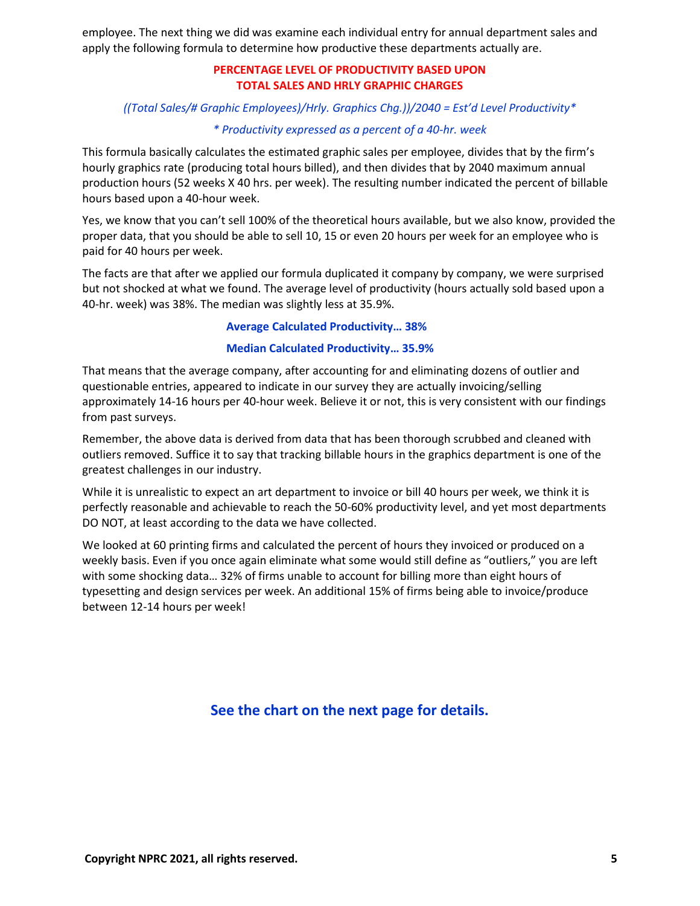employee. The next thing we did was examine each individual entry for annual department sales and apply the following formula to determine how productive these departments actually are.

**PERCENTAGE LEVEL OF PRODUCTIVITY BASED UPON TOTAL SALES AND HRLY GRAPHIC CHARGES**

*((Total Sales/# Graphic Employees)/Hrly. Graphics Chg.))/2040 = Est'd Level Productivity**

** Productivity expressed as a percent of a 40-hr. week*

This formula basically calculates the estimated graphic sales per employee, divides that by the firm's hourly graphics rate (producing total hours billed), and then divides that by 2040 maximum annual production hours (52 weeks X 40 hrs. per week). The resulting number indicated the percent of billable hours based upon a 40-hour week.

Yes, we know that you can't sell 100% of the theoretical hours available, but we also know, provided the proper data, that you should be able to sell 10, 15 or even 20 hours per week for an employee who is paid for 40 hours per week.

The facts are that after we applied our formula duplicated it company by company, we were surprised but not shocked at what we found. The average level of productivity (hours actually sold based upon a 40-hr. week) was 38%. The median was slightly less at 35.9%.

**Average Calculated Productivity… 38%**

**Median Calculated Productivity… 35.9%**

That means that the average company, after accounting for and eliminating dozens of outlier and questionable entries, appeared to indicate in our survey they are actually invoicing/selling approximately 14-16 hours per 40-hour week. Believe it or not, this is very consistent with our findings from past surveys.

Remember, the above data is derived from data that has been thorough scrubbed and cleaned with outliers removed. Suffice it to say that tracking billable hours in the graphics department is one of the greatest challenges in our industry.

While it is unrealistic to expect an art department to invoice or bill 40 hours per week, we think it is perfectly reasonable and achievable to reach the 50-60% productivity level, and yet most departments DO NOT, at least according to the data we have collected.

We looked at 60 printing firms and calculated the percent of hours they invoiced or produced on a weekly basis. Even if you once again eliminate what some would still define as "outliers," you are left with some shocking data… 32% of firms unable to account for billing more than eight hours of typesetting and design services per week. An additional 15% of firms being able to invoice/produce between 12-14 hours per week!

**See the chart on the next page for details.**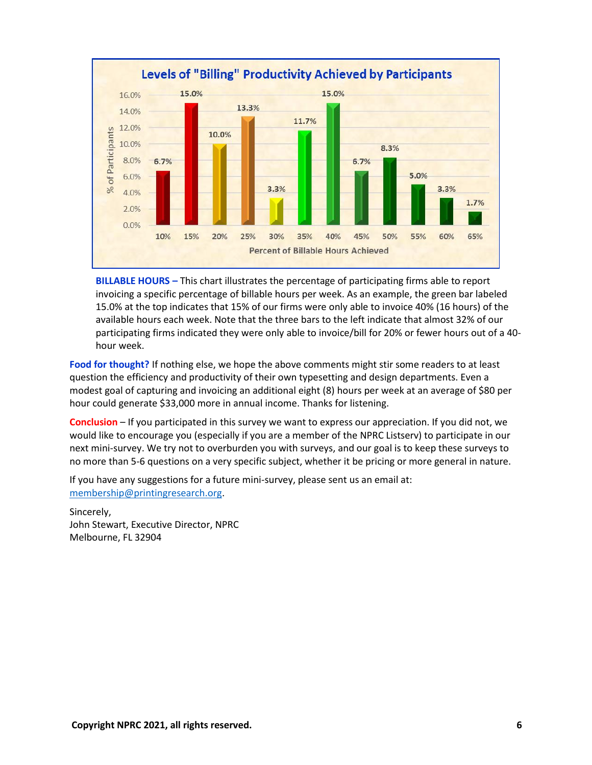Levels of "Billing" Productivity Achieved by Participants

16.0%
14.0%
12.0%
10.0%
8.0%
6.0%
4.0%
2.0%
0.0%

% of Participants

6.7%
15.0%
10.0%
13.3%
3.3%
11.7%
15.0%
6.7%
8.3%
5.0%
3.3%
1.7%

10%
15%
20%
25%
30%
35%
40%
45%
50%
55%
60%
65%

Percent of Billable Hours Achieved

**BILLABLE HOURS –** This chart illustrates the percentage of participating firms able to report invoicing a specific percentage of billable hours per week. As an example, the green bar labeled 15.0% at the top indicates that 15% of our firms were only able to invoice 40% (16 hours) of the available hours each week. Note that the three bars to the left indicate that almost 32% of our participating firms indicated they were only able to invoice/bill for 20% or fewer hours out of a 40-hour week.

**Food for thought?** If nothing else, we hope the above comments might stir some readers to at least question the efficiency and productivity of their own typesetting and design departments. Even a modest goal of capturing and invoicing an additional eight (8) hours per week at an average of $80 per hour could generate $33,000 more in annual income. Thanks for listening.

**Conclusion** – If you participated in this survey we want to express our appreciation. If you did not, we would like to encourage you (especially if you are a member of the NPRC Listserv) to participate in our next mini-survey. We try not to overburden you with surveys, and our goal is to keep these surveys to no more than 5-6 questions on a very specific subject, whether it be pricing or more general in nature.

If you have any suggestions for a future mini-survey, please sent us an email at: membership@printingresearch.org.

Sincerely,
John Stewart, Executive Director, NPRC
Melbourne, FL 32904

**Copyright NPRC 2021, all rights reserved.**